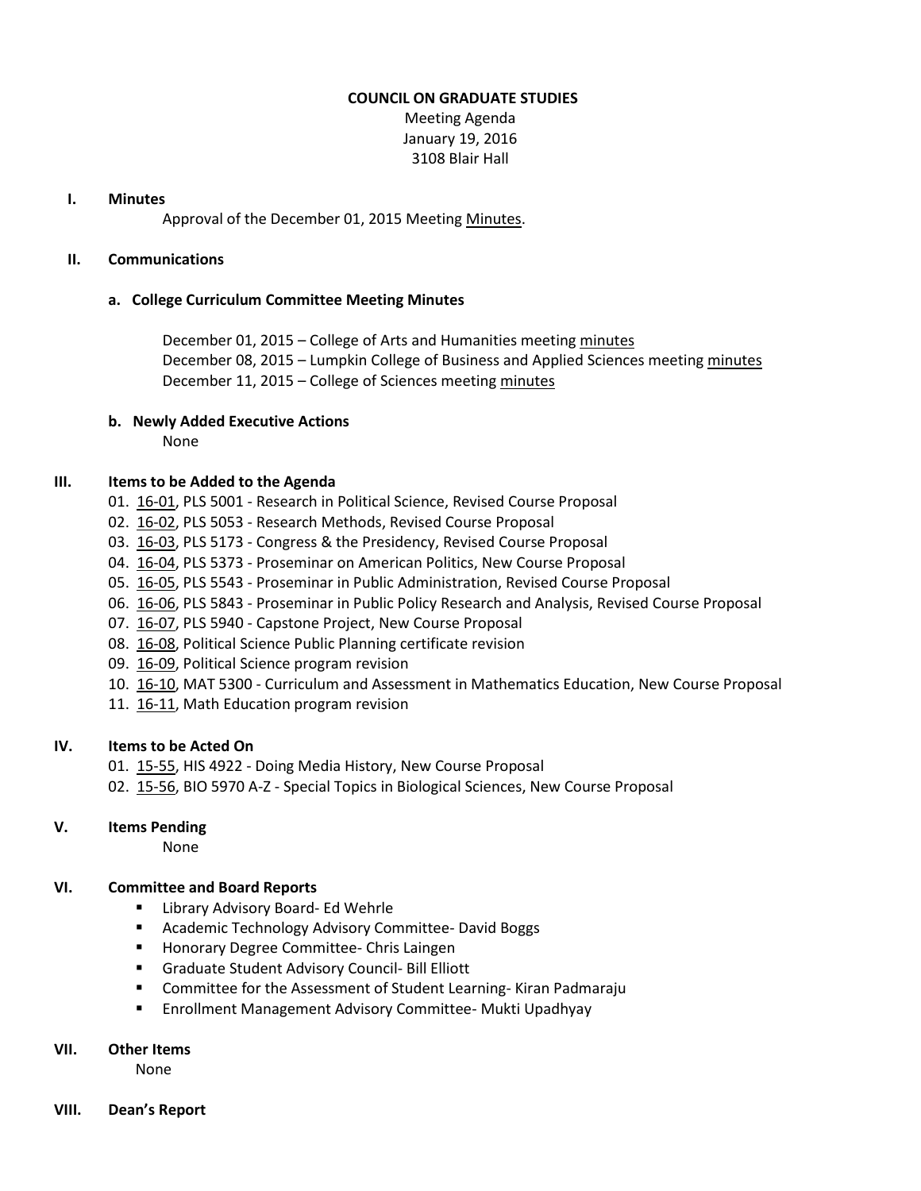# COUNCIL ON GRADUATE STUDIES

Meeting Agenda
January 19, 2016
3108 Blair Hall

## I. Minutes

Approval of the December 01, 2015 Meeting Minutes.

## II. Communications

### a. College Curriculum Committee Meeting Minutes

December 01, 2015 – College of Arts and Humanities meeting minutes
December 08, 2015 – Lumpkin College of Business and Applied Sciences meeting minutes
December 11, 2015 – College of Sciences meeting minutes

### b. Newly Added Executive Actions

None

## III. Items to be Added to the Agenda

01. 16-01, PLS 5001 - Research in Political Science, Revised Course Proposal
02. 16-02, PLS 5053 - Research Methods, Revised Course Proposal
03. 16-03, PLS 5173 - Congress & the Presidency, Revised Course Proposal
04. 16-04, PLS 5373 - Proseminar on American Politics, New Course Proposal
05. 16-05, PLS 5543 - Proseminar in Public Administration, Revised Course Proposal
06. 16-06, PLS 5843 - Proseminar in Public Policy Research and Analysis, Revised Course Proposal
07. 16-07, PLS 5940 - Capstone Project, New Course Proposal
08. 16-08, Political Science Public Planning certificate revision
09. 16-09, Political Science program revision
10. 16-10, MAT 5300 - Curriculum and Assessment in Mathematics Education, New Course Proposal
11. 16-11, Math Education program revision

## IV. Items to be Acted On

01. 15-55, HIS 4922 - Doing Media History, New Course Proposal
02. 15-56, BIO 5970 A-Z - Special Topics in Biological Sciences, New Course Proposal

## V. Items Pending

None

## VI. Committee and Board Reports

- Library Advisory Board- Ed Wehrle
- Academic Technology Advisory Committee- David Boggs
- Honorary Degree Committee- Chris Laingen
- Graduate Student Advisory Council- Bill Elliott
- Committee for the Assessment of Student Learning- Kiran Padmaraju
- Enrollment Management Advisory Committee- Mukti Upadhyay

## VII. Other Items

None

## VIII. Dean's Report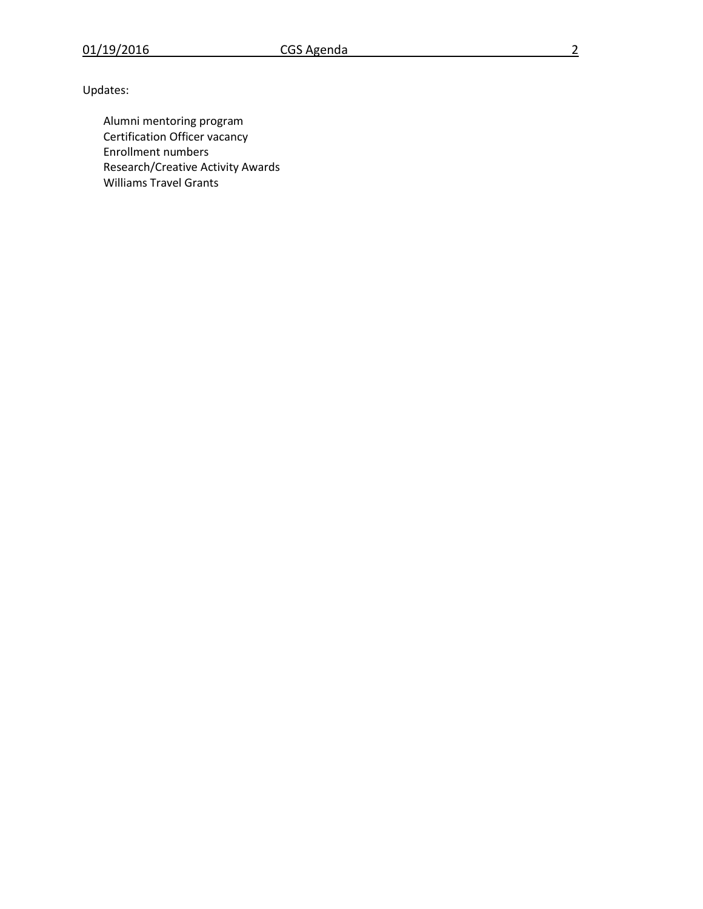Updates:

- Alumni mentoring program
- Certification Officer vacancy
- Enrollment numbers
- Research/Creative Activity Awards
- Williams Travel Grants